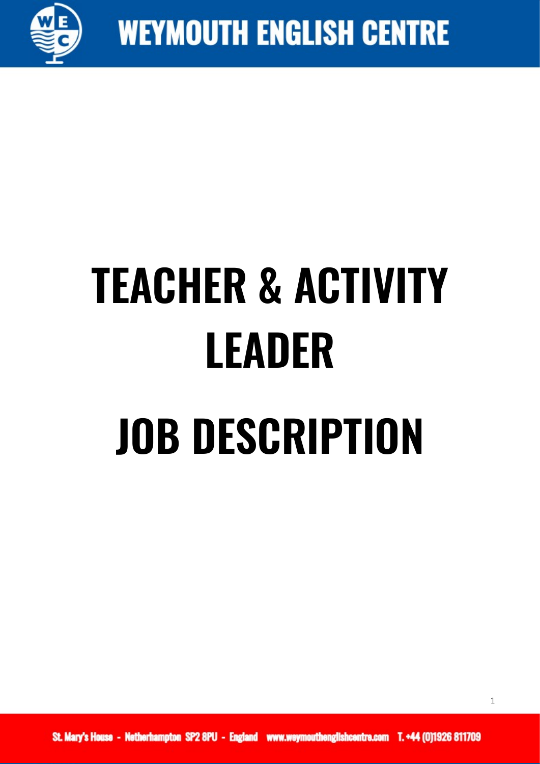# TEACHER & ACTIVITY LEADER

# JOB DESCRIPTION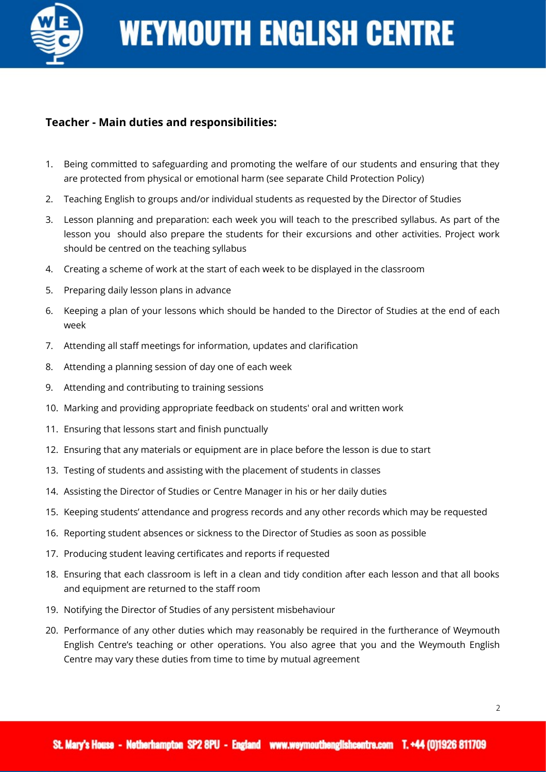## Teacher - Main duties and responsibilities:

1. Being committed to safeguarding and promoting the welfare of our students and ensuring that they are protected from physical or emotional harm (see separate Child Protection Policy)
2. Teaching English to groups and/or individual students as requested by the Director of Studies
3. Lesson planning and preparation: each week you will teach to the prescribed syllabus. As part of the lesson you should also prepare the students for their excursions and other activities. Project work should be centred on the teaching syllabus
4. Creating a scheme of work at the start of each week to be displayed in the classroom
5. Preparing daily lesson plans in advance
6. Keeping a plan of your lessons which should be handed to the Director of Studies at the end of each week
7. Attending all staff meetings for information, updates and clarification
8. Attending a planning session of day one of each week
9. Attending and contributing to training sessions
10. Marking and providing appropriate feedback on students' oral and written work
11. Ensuring that lessons start and finish punctually
12. Ensuring that any materials or equipment are in place before the lesson is due to start
13. Testing of students and assisting with the placement of students in classes
14. Assisting the Director of Studies or Centre Manager in his or her daily duties
15. Keeping students' attendance and progress records and any other records which may be requested
16. Reporting student absences or sickness to the Director of Studies as soon as possible
17. Producing student leaving certificates and reports if requested
18. Ensuring that each classroom is left in a clean and tidy condition after each lesson and that all books and equipment are returned to the staff room
19. Notifying the Director of Studies of any persistent misbehaviour
20. Performance of any other duties which may reasonably be required in the furtherance of Weymouth English Centre's teaching or other operations. You also agree that you and the Weymouth English Centre may vary these duties from time to time by mutual agreement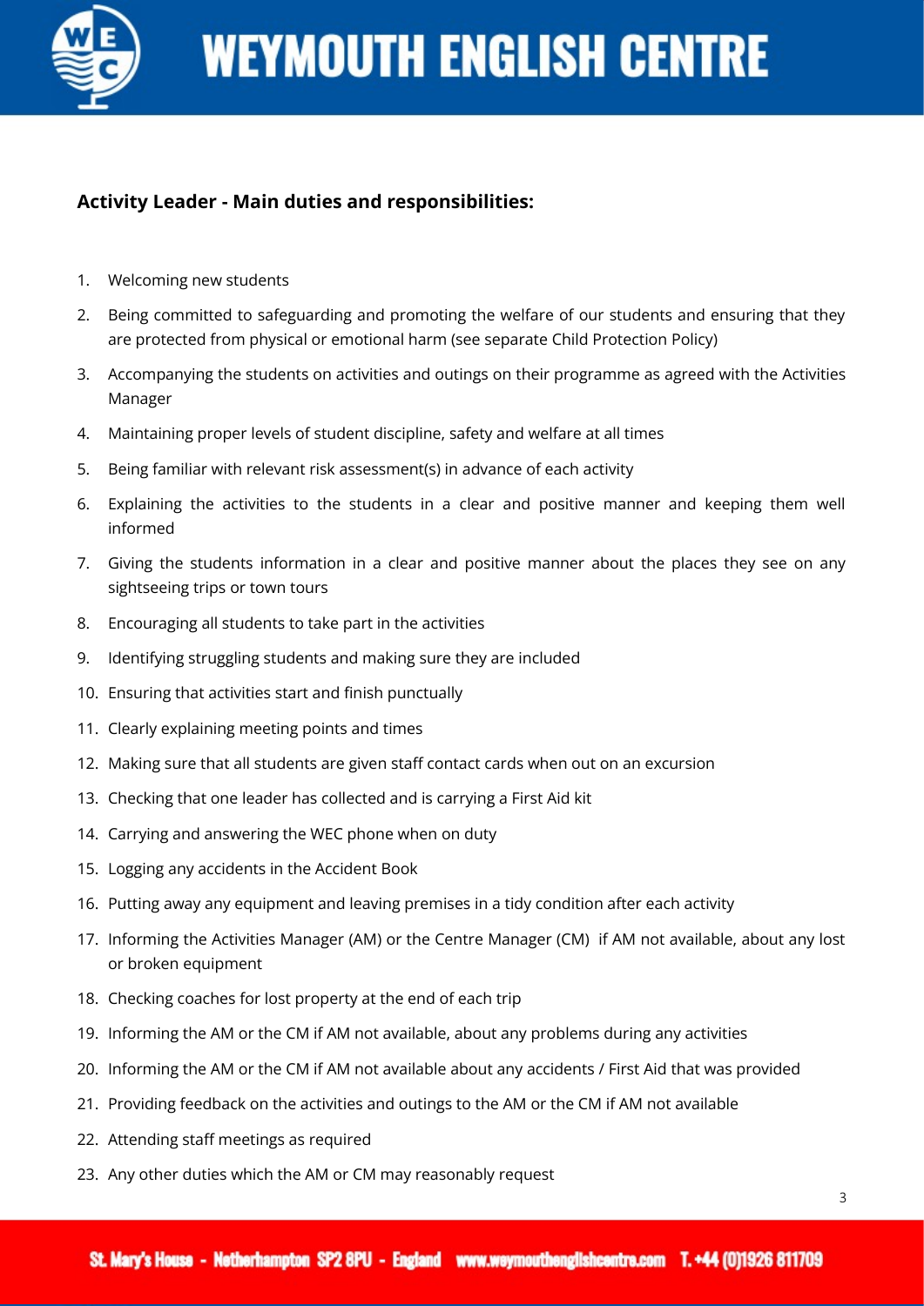## Activity Leader - Main duties and responsibilities:

1. Welcoming new students
2. Being committed to safeguarding and promoting the welfare of our students and ensuring that they are protected from physical or emotional harm (see separate Child Protection Policy)
3. Accompanying the students on activities and outings on their programme as agreed with the Activities Manager
4. Maintaining proper levels of student discipline, safety and welfare at all times
5. Being familiar with relevant risk assessment(s) in advance of each activity
6. Explaining the activities to the students in a clear and positive manner and keeping them well informed
7. Giving the students information in a clear and positive manner about the places they see on any sightseeing trips or town tours
8. Encouraging all students to take part in the activities
9. Identifying struggling students and making sure they are included
10. Ensuring that activities start and finish punctually
11. Clearly explaining meeting points and times
12. Making sure that all students are given staff contact cards when out on an excursion
13. Checking that one leader has collected and is carrying a First Aid kit
14. Carrying and answering the WEC phone when on duty
15. Logging any accidents in the Accident Book
16. Putting away any equipment and leaving premises in a tidy condition after each activity
17. Informing the Activities Manager (AM) or the Centre Manager (CM) if AM not available, about any lost or broken equipment
18. Checking coaches for lost property at the end of each trip
19. Informing the AM or the CM if AM not available, about any problems during any activities
20. Informing the AM or the CM if AM not available about any accidents / First Aid that was provided
21. Providing feedback on the activities and outings to the AM or the CM if AM not available
22. Attending staff meetings as required
23. Any other duties which the AM or CM may reasonably request